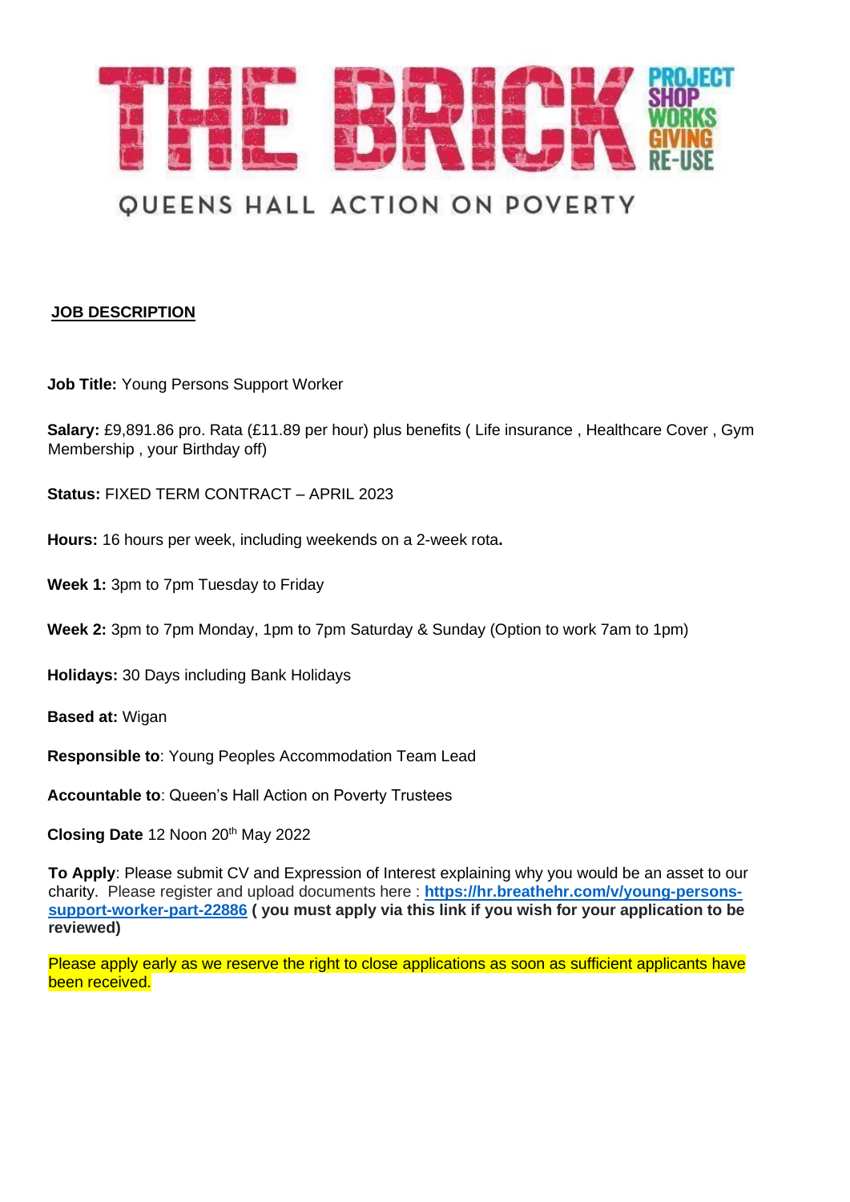# THE BRICK

PROJECT SHOP WORKS GIVING RE-USE

QUEENS HALL ACTION ON POVERTY

## JOB DESCRIPTION

**Job Title:** Young Persons Support Worker

**Salary:** £9,891.86 pro. Rata (£11.89 per hour) plus benefits ( Life insurance , Healthcare Cover , Gym Membership , your Birthday off)

**Status:** FIXED TERM CONTRACT – APRIL 2023

**Hours:** 16 hours per week, including weekends on a 2-week rota**.**

**Week 1:** 3pm to 7pm Tuesday to Friday

**Week 2:** 3pm to 7pm Monday, 1pm to 7pm Saturday & Sunday (Option to work 7am to 1pm)

**Holidays:** 30 Days including Bank Holidays

**Based at:** Wigan

**Responsible to**: Young Peoples Accommodation Team Lead

**Accountable to**: Queen's Hall Action on Poverty Trustees

**Closing Date** 12 Noon 20th May 2022

**To Apply**: Please submit CV and Expression of Interest explaining why you would be an asset to our charity. Please register and upload documents here : **https://hr.breathehr.com/v/young-persons-support-worker-part-22886** **( you must apply via this link if you wish for your application to be reviewed)**

Please apply early as we reserve the right to close applications as soon as sufficient applicants have been received.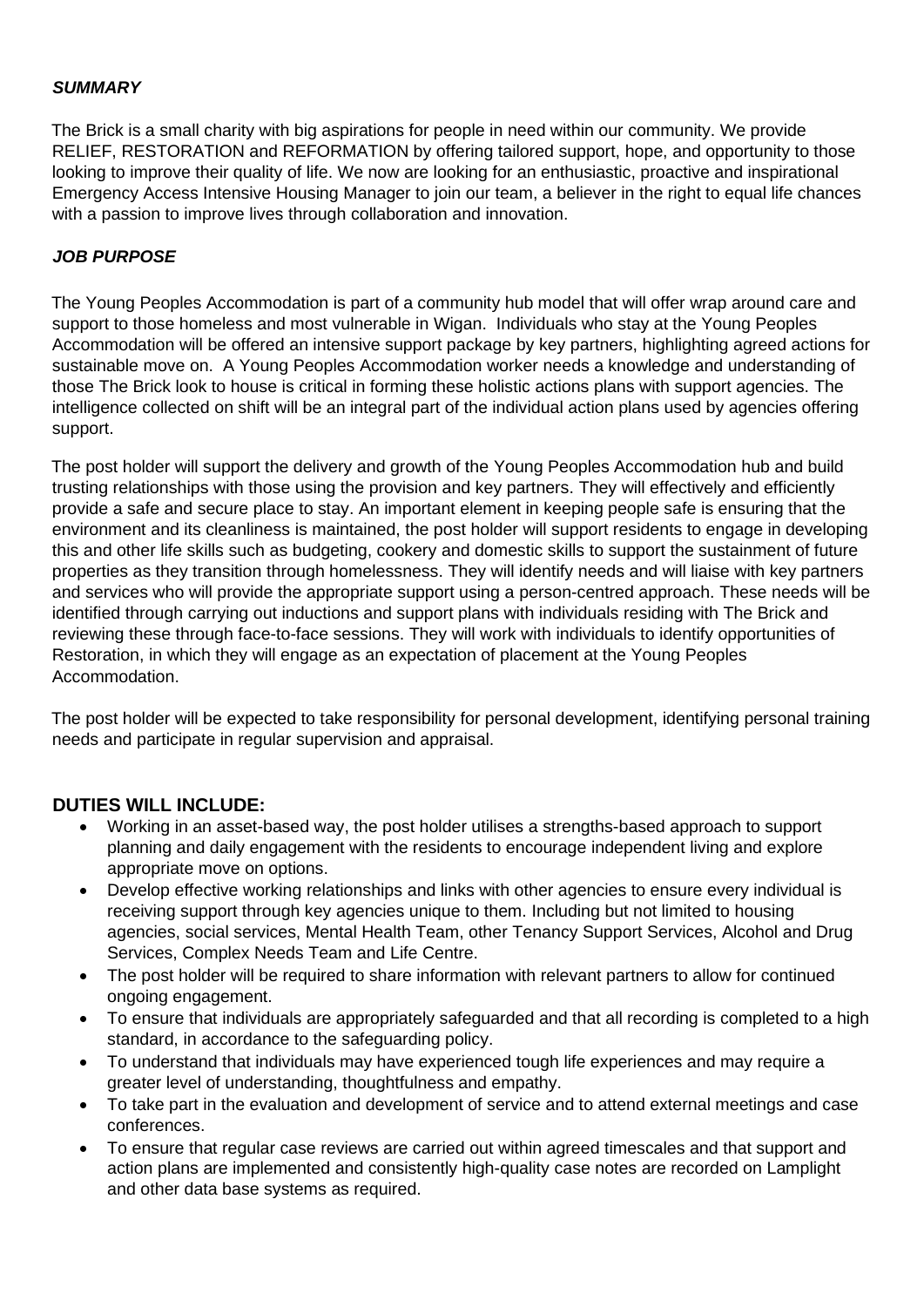***SUMMARY***

The Brick is a small charity with big aspirations for people in need within our community. We provide RELIEF, RESTORATION and REFORMATION by offering tailored support, hope, and opportunity to those looking to improve their quality of life. We now are looking for an enthusiastic, proactive and inspirational Emergency Access Intensive Housing Manager to join our team, a believer in the right to equal life chances with a passion to improve lives through collaboration and innovation.

***JOB PURPOSE***

The Young Peoples Accommodation is part of a community hub model that will offer wrap around care and support to those homeless and most vulnerable in Wigan. Individuals who stay at the Young Peoples Accommodation will be offered an intensive support package by key partners, highlighting agreed actions for sustainable move on. A Young Peoples Accommodation worker needs a knowledge and understanding of those The Brick look to house is critical in forming these holistic actions plans with support agencies. The intelligence collected on shift will be an integral part of the individual action plans used by agencies offering support.

The post holder will support the delivery and growth of the Young Peoples Accommodation hub and build trusting relationships with those using the provision and key partners. They will effectively and efficiently provide a safe and secure place to stay. An important element in keeping people safe is ensuring that the environment and its cleanliness is maintained, the post holder will support residents to engage in developing this and other life skills such as budgeting, cookery and domestic skills to support the sustainment of future properties as they transition through homelessness. They will identify needs and will liaise with key partners and services who will provide the appropriate support using a person-centred approach. These needs will be identified through carrying out inductions and support plans with individuals residing with The Brick and reviewing these through face-to-face sessions. They will work with individuals to identify opportunities of Restoration, in which they will engage as an expectation of placement at the Young Peoples Accommodation.

The post holder will be expected to take responsibility for personal development, identifying personal training needs and participate in regular supervision and appraisal.

**DUTIES WILL INCLUDE:**

- Working in an asset-based way, the post holder utilises a strengths-based approach to support planning and daily engagement with the residents to encourage independent living and explore appropriate move on options.
- Develop effective working relationships and links with other agencies to ensure every individual is receiving support through key agencies unique to them. Including but not limited to housing agencies, social services, Mental Health Team, other Tenancy Support Services, Alcohol and Drug Services, Complex Needs Team and Life Centre.
- The post holder will be required to share information with relevant partners to allow for continued ongoing engagement.
- To ensure that individuals are appropriately safeguarded and that all recording is completed to a high standard, in accordance to the safeguarding policy.
- To understand that individuals may have experienced tough life experiences and may require a greater level of understanding, thoughtfulness and empathy.
- To take part in the evaluation and development of service and to attend external meetings and case conferences.
- To ensure that regular case reviews are carried out within agreed timescales and that support and action plans are implemented and consistently high-quality case notes are recorded on Lamplight and other data base systems as required.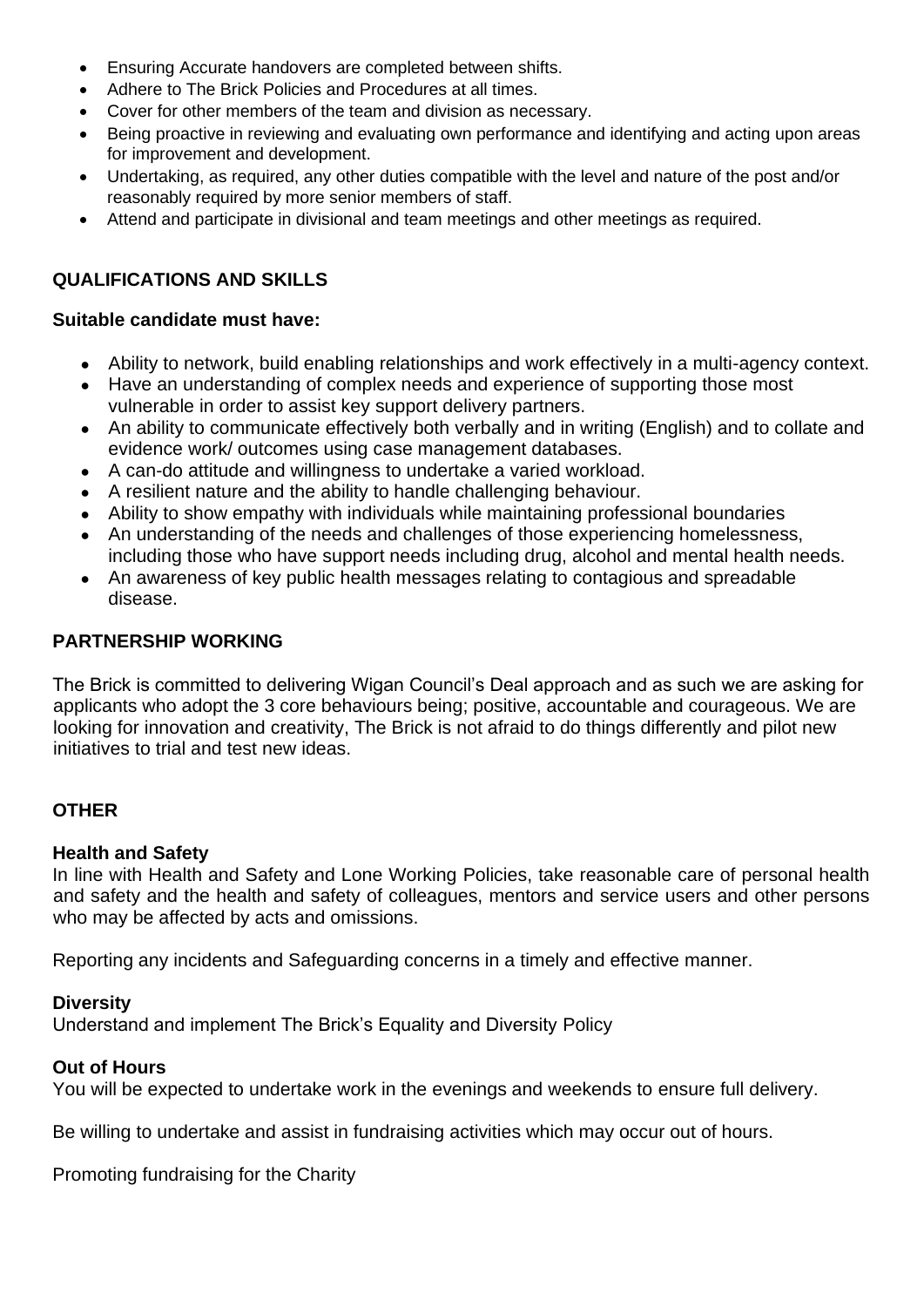- Ensuring Accurate handovers are completed between shifts.
- Adhere to The Brick Policies and Procedures at all times.
- Cover for other members of the team and division as necessary.
- Being proactive in reviewing and evaluating own performance and identifying and acting upon areas for improvement and development.
- Undertaking, as required, any other duties compatible with the level and nature of the post and/or reasonably required by more senior members of staff.
- Attend and participate in divisional and team meetings and other meetings as required.

## QUALIFICATIONS AND SKILLS

**Suitable candidate must have:**

- Ability to network, build enabling relationships and work effectively in a multi-agency context.
- Have an understanding of complex needs and experience of supporting those most vulnerable in order to assist key support delivery partners.
- An ability to communicate effectively both verbally and in writing (English) and to collate and evidence work/ outcomes using case management databases.
- A can-do attitude and willingness to undertake a varied workload.
- A resilient nature and the ability to handle challenging behaviour.
- Ability to show empathy with individuals while maintaining professional boundaries
- An understanding of the needs and challenges of those experiencing homelessness, including those who have support needs including drug, alcohol and mental health needs.
- An awareness of key public health messages relating to contagious and spreadable disease.

## PARTNERSHIP WORKING

The Brick is committed to delivering Wigan Council's Deal approach and as such we are asking for applicants who adopt the 3 core behaviours being; positive, accountable and courageous. We are looking for innovation and creativity, The Brick is not afraid to do things differently and pilot new initiatives to trial and test new ideas.

## OTHER

**Health and Safety**
In line with Health and Safety and Lone Working Policies, take reasonable care of personal health and safety and the health and safety of colleagues, mentors and service users and other persons who may be affected by acts and omissions.

Reporting any incidents and Safeguarding concerns in a timely and effective manner.

**Diversity**
Understand and implement The Brick's Equality and Diversity Policy

**Out of Hours**
You will be expected to undertake work in the evenings and weekends to ensure full delivery.

Be willing to undertake and assist in fundraising activities which may occur out of hours.

Promoting fundraising for the Charity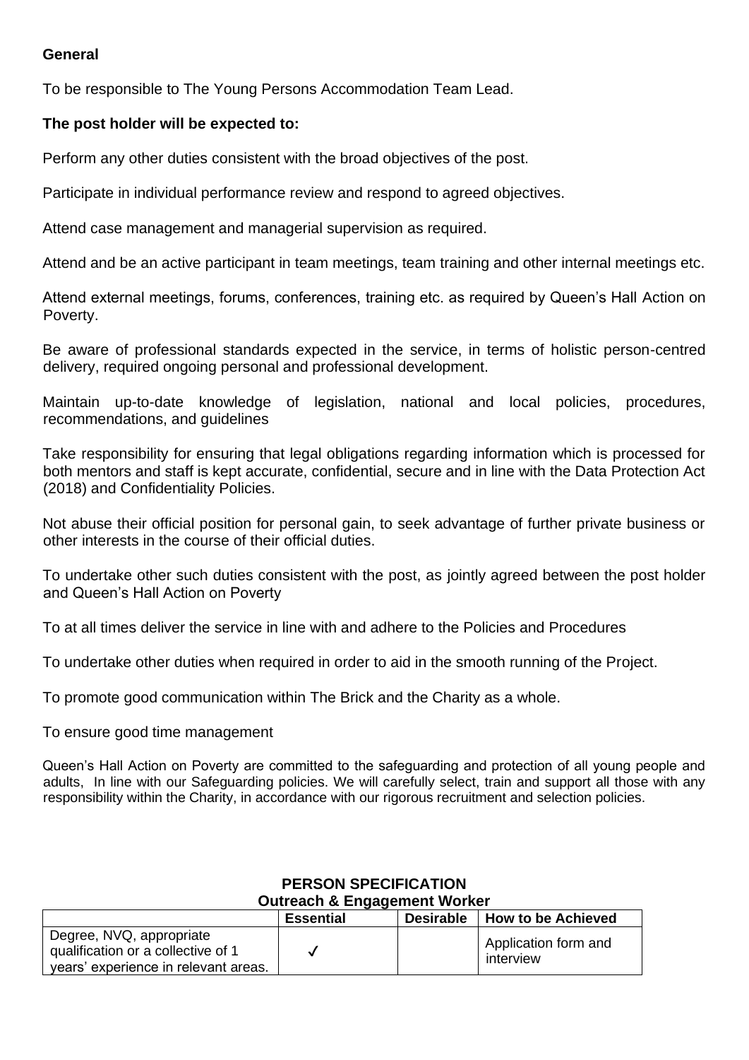**General**

To be responsible to The Young Persons Accommodation Team Lead.

**The post holder will be expected to:**

Perform any other duties consistent with the broad objectives of the post.

Participate in individual performance review and respond to agreed objectives.

Attend case management and managerial supervision as required.

Attend and be an active participant in team meetings, team training and other internal meetings etc.

Attend external meetings, forums, conferences, training etc. as required by Queen's Hall Action on Poverty.

Be aware of professional standards expected in the service, in terms of holistic person-centred delivery, required ongoing personal and professional development.

Maintain up-to-date knowledge of legislation, national and local policies, procedures, recommendations, and guidelines

Take responsibility for ensuring that legal obligations regarding information which is processed for both mentors and staff is kept accurate, confidential, secure and in line with the Data Protection Act (2018) and Confidentiality Policies.

Not abuse their official position for personal gain, to seek advantage of further private business or other interests in the course of their official duties.

To undertake other such duties consistent with the post, as jointly agreed between the post holder and Queen's Hall Action on Poverty

To at all times deliver the service in line with and adhere to the Policies and Procedures

To undertake other duties when required in order to aid in the smooth running of the Project.

To promote good communication within The Brick and the Charity as a whole.

To ensure good time management

Queen's Hall Action on Poverty are committed to the safeguarding and protection of all young people and adults, In line with our Safeguarding policies. We will carefully select, train and support all those with any responsibility within the Charity, in accordance with our rigorous recruitment and selection policies.

## PERSON SPECIFICATION
### Outreach & Engagement Worker

| | Essential | Desirable | How to be Achieved |
|---|---|---|---|
| Degree, NVQ, appropriate qualification or a collective of 1 years' experience in relevant areas. | ✓ | | Application form and interview |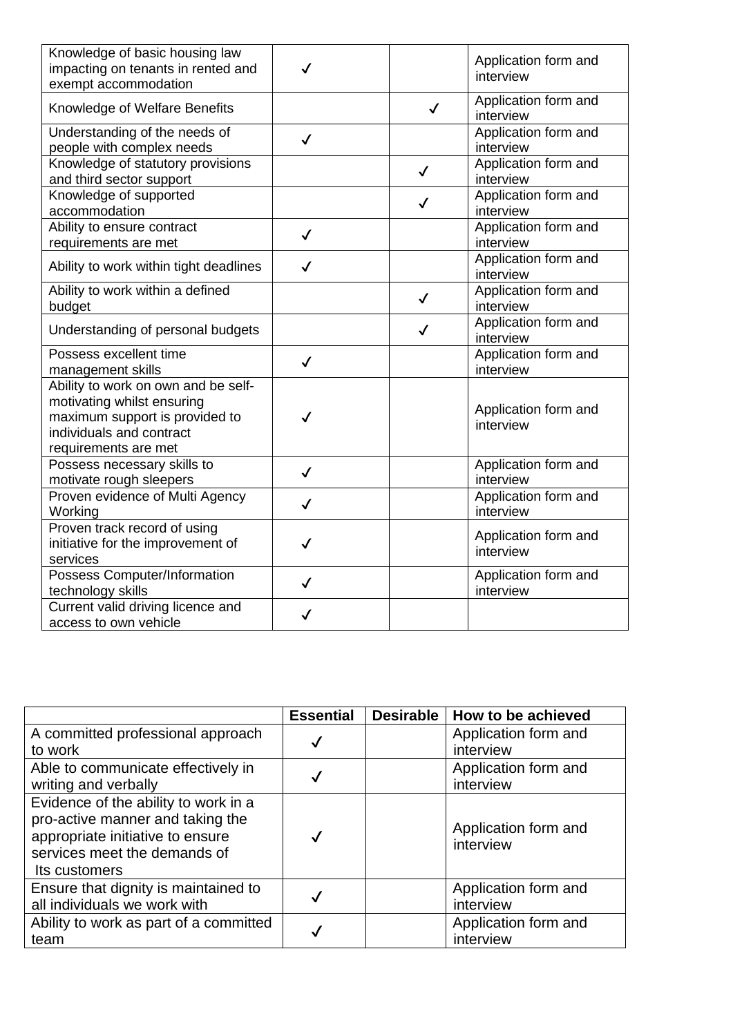| | | | |
|---|---|---|---|
| Knowledge of basic housing law impacting on tenants in rented and exempt accommodation | ✓ | | Application form and interview |
| Knowledge of Welfare Benefits | | ✓ | Application form and interview |
| Understanding of the needs of people with complex needs | ✓ | | Application form and interview |
| Knowledge of statutory provisions and third sector support | | ✓ | Application form and interview |
| Knowledge of supported accommodation | | ✓ | Application form and interview |
| Ability to ensure contract requirements are met | ✓ | | Application form and interview |
| Ability to work within tight deadlines | ✓ | | Application form and interview |
| Ability to work within a defined budget | | ✓ | Application form and interview |
| Understanding of personal budgets | | ✓ | Application form and interview |
| Possess excellent time management skills | ✓ | | Application form and interview |
| Ability to work on own and be self-motivating whilst ensuring maximum support is provided to individuals and contract requirements are met | ✓ | | Application form and interview |
| Possess necessary skills to motivate rough sleepers | ✓ | | Application form and interview |
| Proven evidence of Multi Agency Working | ✓ | | Application form and interview |
| Proven track record of using initiative for the improvement of services | ✓ | | Application form and interview |
| Possess Computer/Information technology skills | ✓ | | Application form and interview |
| Current valid driving licence and access to own vehicle | ✓ | | |

| | Essential | Desirable | How to be achieved |
|---|---|---|---|
| A committed professional approach to work | ✓ | | Application form and interview |
| Able to communicate effectively in writing and verbally | ✓ | | Application form and interview |
| Evidence of the ability to work in a pro-active manner and taking the appropriate initiative to ensure services meet the demands of Its customers | ✓ | | Application form and interview |
| Ensure that dignity is maintained to all individuals we work with | ✓ | | Application form and interview |
| Ability to work as part of a committed team | ✓ | | Application form and interview |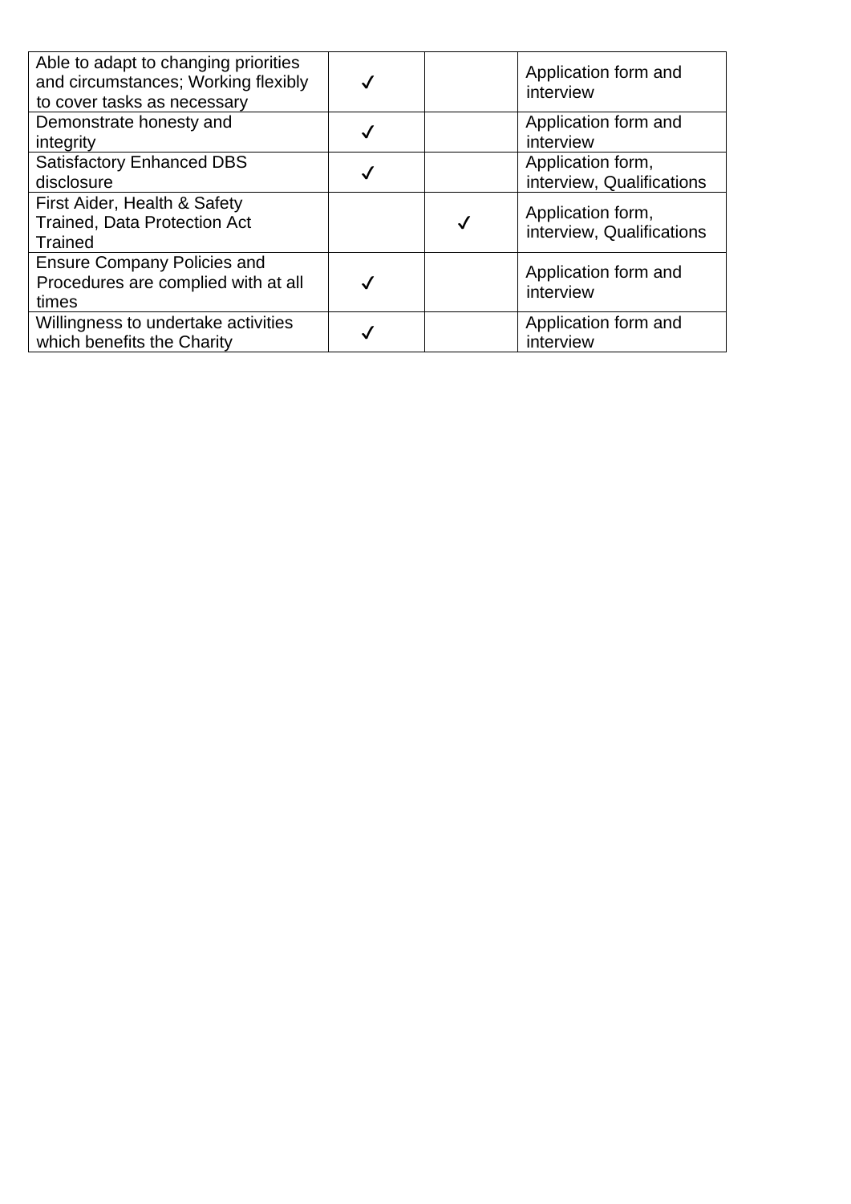| | | | |
|---|---|---|---|
| Able to adapt to changing priorities and circumstances; Working flexibly to cover tasks as necessary | ✓ | | Application form and interview |
| Demonstrate honesty and integrity | ✓ | | Application form and interview |
| Satisfactory Enhanced DBS disclosure | ✓ | | Application form, interview, Qualifications |
| First Aider, Health & Safety Trained, Data Protection Act Trained | | ✓ | Application form, interview, Qualifications |
| Ensure Company Policies and Procedures are complied with at all times | ✓ | | Application form and interview |
| Willingness to undertake activities which benefits the Charity | ✓ | | Application form and interview |